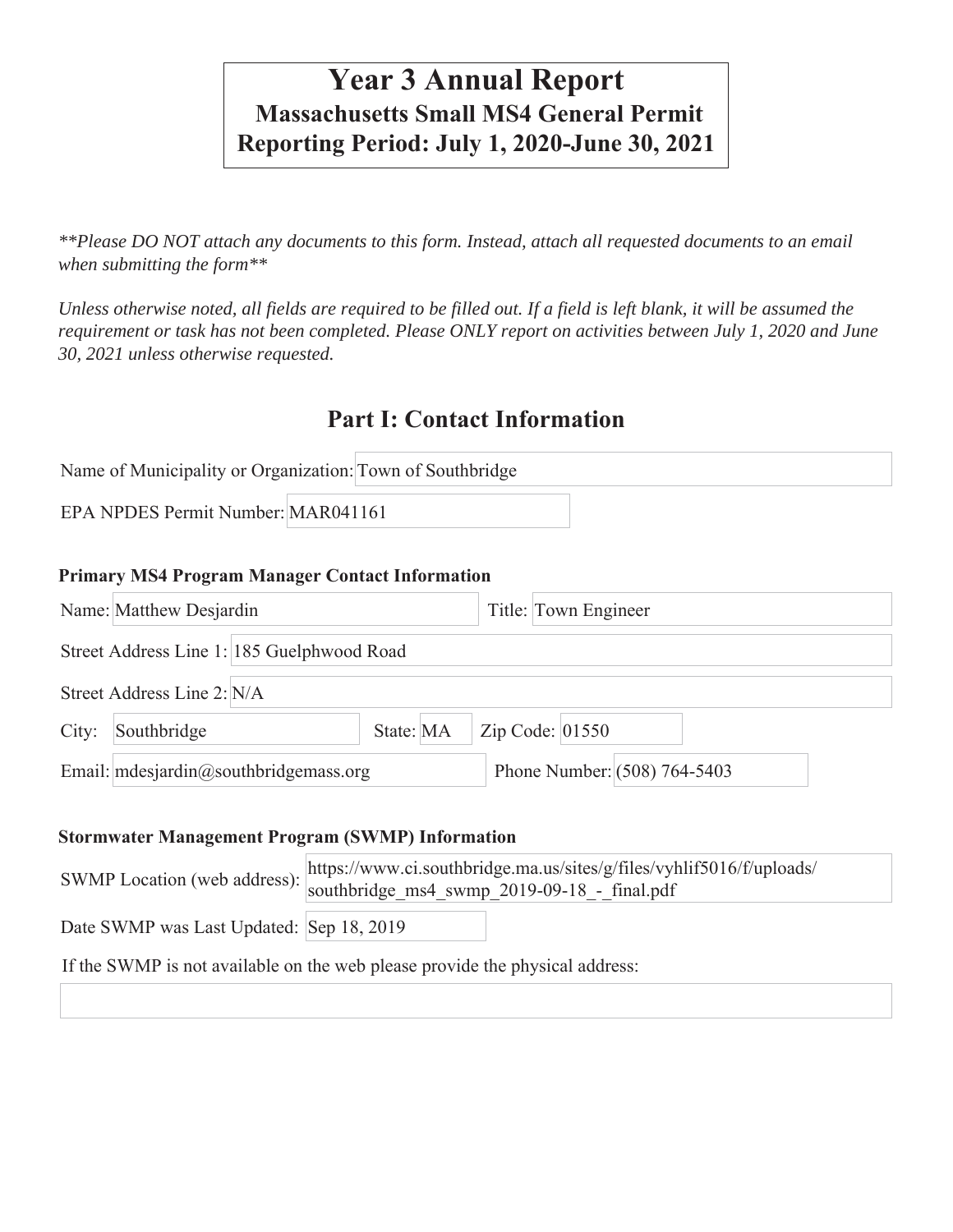# Year 3 Annual Report

## Massachusetts Small MS4 General Permit

## Reporting Period: July 1, 2020-June 30, 2021

*\*\*Please DO NOT attach any documents to this form. Instead, attach all requested documents to an email when submitting the form\*\**

*Unless otherwise noted, all fields are required to be filled out. If a field is left blank, it will be assumed the requirement or task has not been completed. Please ONLY report on activities between July 1, 2020 and June 30, 2021 unless otherwise requested.*

## Part I: Contact Information

Name of Municipality or Organization: Town of Southbridge

EPA NPDES Permit Number: MAR041161

### Primary MS4 Program Manager Contact Information

Name: Matthew Desjardin | Title: Town Engineer

Street Address Line 1: 185 Guelphwood Road

Street Address Line 2: N/A

City: Southbridge | State: MA | Zip Code: 01550

Email: mdesjardin@southbridgemass.org | Phone Number: (508) 764-5403

### Stormwater Management Program (SWMP) Information

SWMP Location (web address): https://www.ci.southbridge.ma.us/sites/g/files/vyhlif5016/f/uploads/southbridge_ms4_swmp_2019-09-18_-_final.pdf

Date SWMP was Last Updated: Sep 18, 2019

If the SWMP is not available on the web please provide the physical address: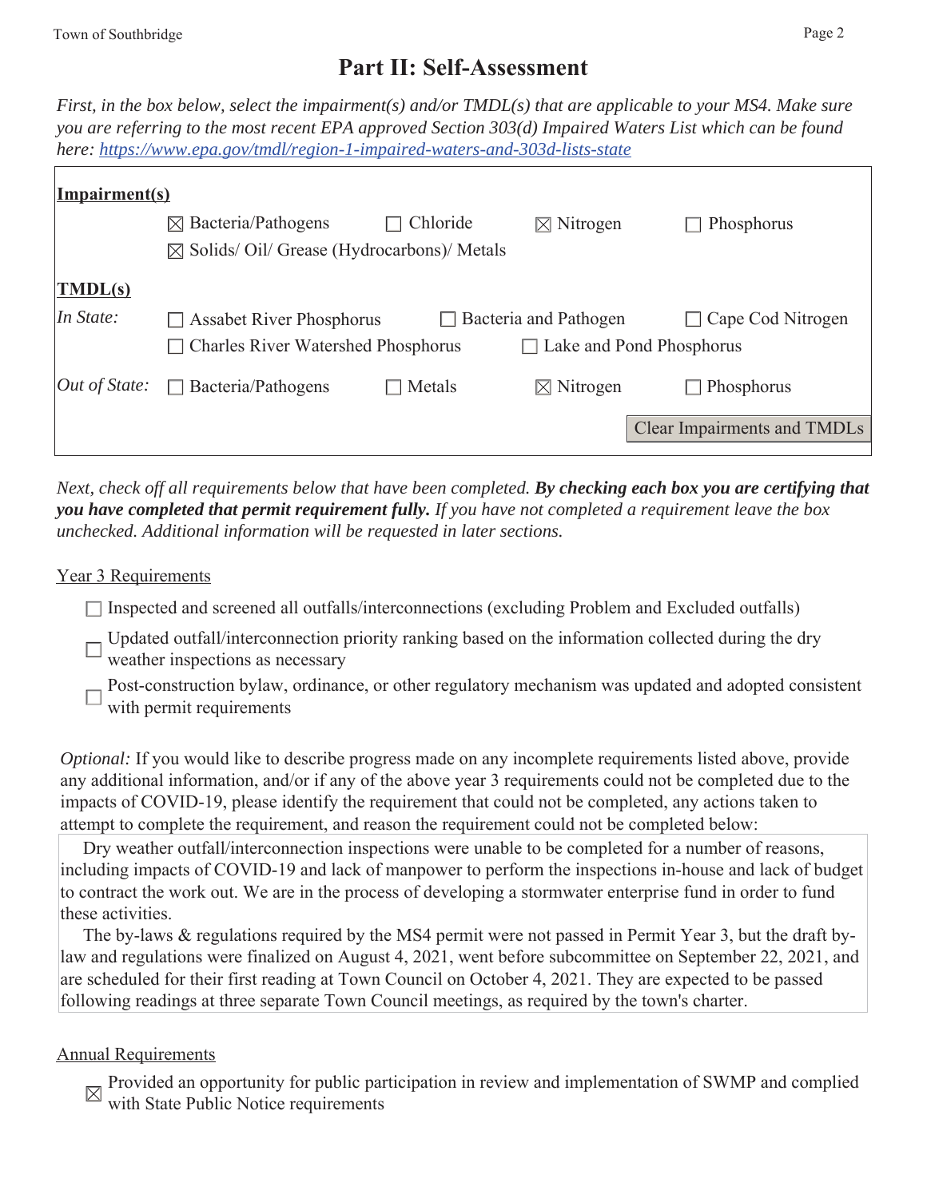# Part II: Self-Assessment

*First, in the box below, select the impairment(s) and/or TMDL(s) that are applicable to your MS4. Make sure you are referring to the most recent EPA approved Section 303(d) Impaired Waters List which can be found here: https://www.epa.gov/tmdl/region-1-impaired-waters-and-303d-lists-state*

**Impairment(s)**

- ☒ Bacteria/Pathogens
- ☐ Chloride
- ☒ Nitrogen
- ☐ Phosphorus
- ☒ Solids/ Oil/ Grease (Hydrocarbons)/ Metals

**TMDL(s)**

*In State:*

- ☐ Assabet River Phosphorus
- ☐ Bacteria and Pathogen
- ☐ Cape Cod Nitrogen
- ☐ Charles River Watershed Phosphorus
- ☐ Lake and Pond Phosphorus

*Out of State:*

- ☐ Bacteria/Pathogens
- ☐ Metals
- ☒ Nitrogen
- ☐ Phosphorus

Clear Impairments and TMDLs

*Next, check off all requirements below that have been completed.* ***By checking each box you are certifying that you have completed that permit requirement fully.*** *If you have not completed a requirement leave the box unchecked. Additional information will be requested in later sections.*

Year 3 Requirements

- ☐ Inspected and screened all outfalls/interconnections (excluding Problem and Excluded outfalls)
- ☐ Updated outfall/interconnection priority ranking based on the information collected during the dry weather inspections as necessary
- ☐ Post-construction bylaw, ordinance, or other regulatory mechanism was updated and adopted consistent with permit requirements

*Optional:* If you would like to describe progress made on any incomplete requirements listed above, provide any additional information, and/or if any of the above year 3 requirements could not be completed due to the impacts of COVID-19, please identify the requirement that could not be completed, any actions taken to attempt to complete the requirement, and reason the requirement could not be completed below:

Dry weather outfall/interconnection inspections were unable to be completed for a number of reasons, including impacts of COVID-19 and lack of manpower to perform the inspections in-house and lack of budget to contract the work out. We are in the process of developing a stormwater enterprise fund in order to fund these activities.

The by-laws & regulations required by the MS4 permit were not passed in Permit Year 3, but the draft by-law and regulations were finalized on August 4, 2021, went before subcommittee on September 22, 2021, and are scheduled for their first reading at Town Council on October 4, 2021. They are expected to be passed following readings at three separate Town Council meetings, as required by the town's charter.

Annual Requirements

- ☒ Provided an opportunity for public participation in review and implementation of SWMP and complied with State Public Notice requirements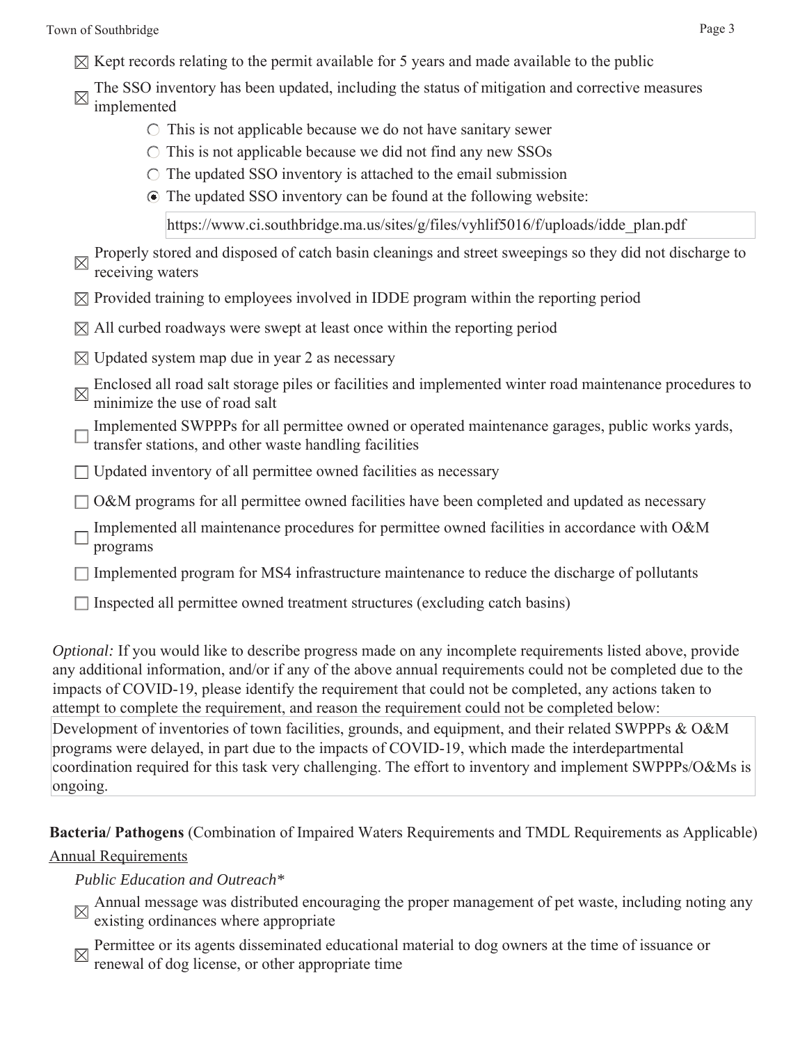- ☒ Kept records relating to the permit available for 5 years and made available to the public
- ☒ The SSO inventory has been updated, including the status of mitigation and corrective measures implemented
  - ○ This is not applicable because we do not have sanitary sewer
  - ○ This is not applicable because we did not find any new SSOs
  - ○ The updated SSO inventory is attached to the email submission
  - ◉ The updated SSO inventory can be found at the following website:

    https://www.ci.southbridge.ma.us/sites/g/files/vyhlif5016/f/uploads/idde_plan.pdf
- ☒ Properly stored and disposed of catch basin cleanings and street sweepings so they did not discharge to receiving waters
- ☒ Provided training to employees involved in IDDE program within the reporting period
- ☒ All curbed roadways were swept at least once within the reporting period
- ☒ Updated system map due in year 2 as necessary
- ☒ Enclosed all road salt storage piles or facilities and implemented winter road maintenance procedures to minimize the use of road salt
- ☐ Implemented SWPPPs for all permittee owned or operated maintenance garages, public works yards, transfer stations, and other waste handling facilities
- ☐ Updated inventory of all permittee owned facilities as necessary
- ☐ O&M programs for all permittee owned facilities have been completed and updated as necessary
- ☐ Implemented all maintenance procedures for permittee owned facilities in accordance with O&M programs
- ☐ Implemented program for MS4 infrastructure maintenance to reduce the discharge of pollutants
- ☐ Inspected all permittee owned treatment structures (excluding catch basins)

*Optional:* If you would like to describe progress made on any incomplete requirements listed above, provide any additional information, and/or if any of the above annual requirements could not be completed due to the impacts of COVID-19, please identify the requirement that could not be completed, any actions taken to attempt to complete the requirement, and reason the requirement could not be completed below:

Development of inventories of town facilities, grounds, and equipment, and their related SWPPPs & O&M programs were delayed, in part due to the impacts of COVID-19, which made the interdepartmental coordination required for this task very challenging. The effort to inventory and implement SWPPPs/O&Ms is ongoing.

**Bacteria/ Pathogens** (Combination of Impaired Waters Requirements and TMDL Requirements as Applicable)

Annual Requirements

*Public Education and Outreach**

- ☒ Annual message was distributed encouraging the proper management of pet waste, including noting any existing ordinances where appropriate
- ☒ Permittee or its agents disseminated educational material to dog owners at the time of issuance or renewal of dog license, or other appropriate time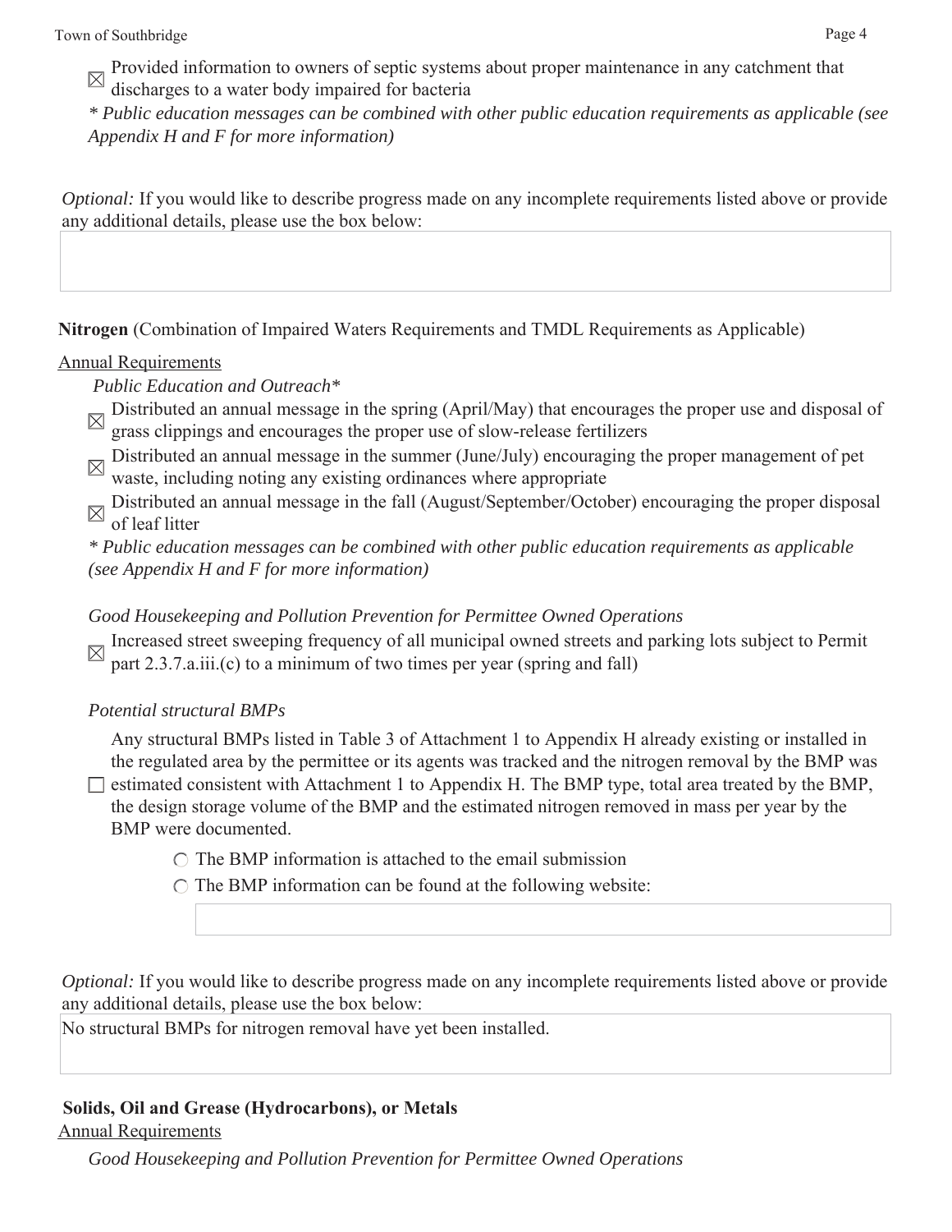☒ Provided information to owners of septic systems about proper maintenance in any catchment that discharges to a water body impaired for bacteria

*\* Public education messages can be combined with other public education requirements as applicable (see Appendix H and F for more information)*

*Optional:* If you would like to describe progress made on any incomplete requirements listed above or provide any additional details, please use the box below:

**Nitrogen** (Combination of Impaired Waters Requirements and TMDL Requirements as Applicable)

Annual Requirements

*Public Education and Outreach\**

☒ Distributed an annual message in the spring (April/May) that encourages the proper use and disposal of grass clippings and encourages the proper use of slow-release fertilizers

☒ Distributed an annual message in the summer (June/July) encouraging the proper management of pet waste, including noting any existing ordinances where appropriate

☒ Distributed an annual message in the fall (August/September/October) encouraging the proper disposal of leaf litter

*\* Public education messages can be combined with other public education requirements as applicable (see Appendix H and F for more information)*

*Good Housekeeping and Pollution Prevention for Permittee Owned Operations*

☒ Increased street sweeping frequency of all municipal owned streets and parking lots subject to Permit part 2.3.7.a.iii.(c) to a minimum of two times per year (spring and fall)

*Potential structural BMPs*

☐ Any structural BMPs listed in Table 3 of Attachment 1 to Appendix H already existing or installed in the regulated area by the permittee or its agents was tracked and the nitrogen removal by the BMP was estimated consistent with Attachment 1 to Appendix H. The BMP type, total area treated by the BMP, the design storage volume of the BMP and the estimated nitrogen removed in mass per year by the BMP were documented.

○ The BMP information is attached to the email submission

○ The BMP information can be found at the following website:

*Optional:* If you would like to describe progress made on any incomplete requirements listed above or provide any additional details, please use the box below:

No structural BMPs for nitrogen removal have yet been installed.

**Solids, Oil and Grease (Hydrocarbons), or Metals**

Annual Requirements

*Good Housekeeping and Pollution Prevention for Permittee Owned Operations*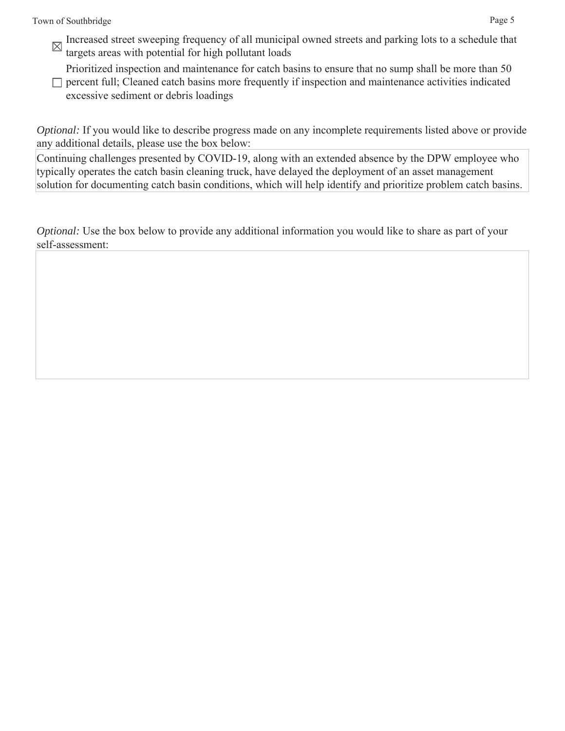- [x] Increased street sweeping frequency of all municipal owned streets and parking lots to a schedule that targets areas with potential for high pollutant loads
- [ ] Prioritized inspection and maintenance for catch basins to ensure that no sump shall be more than 50 percent full; Cleaned catch basins more frequently if inspection and maintenance activities indicated excessive sediment or debris loadings

*Optional:* If you would like to describe progress made on any incomplete requirements listed above or provide any additional details, please use the box below:

Continuing challenges presented by COVID-19, along with an extended absence by the DPW employee who typically operates the catch basin cleaning truck, have delayed the deployment of an asset management solution for documenting catch basin conditions, which will help identify and prioritize problem catch basins.

*Optional:* Use the box below to provide any additional information you would like to share as part of your self-assessment: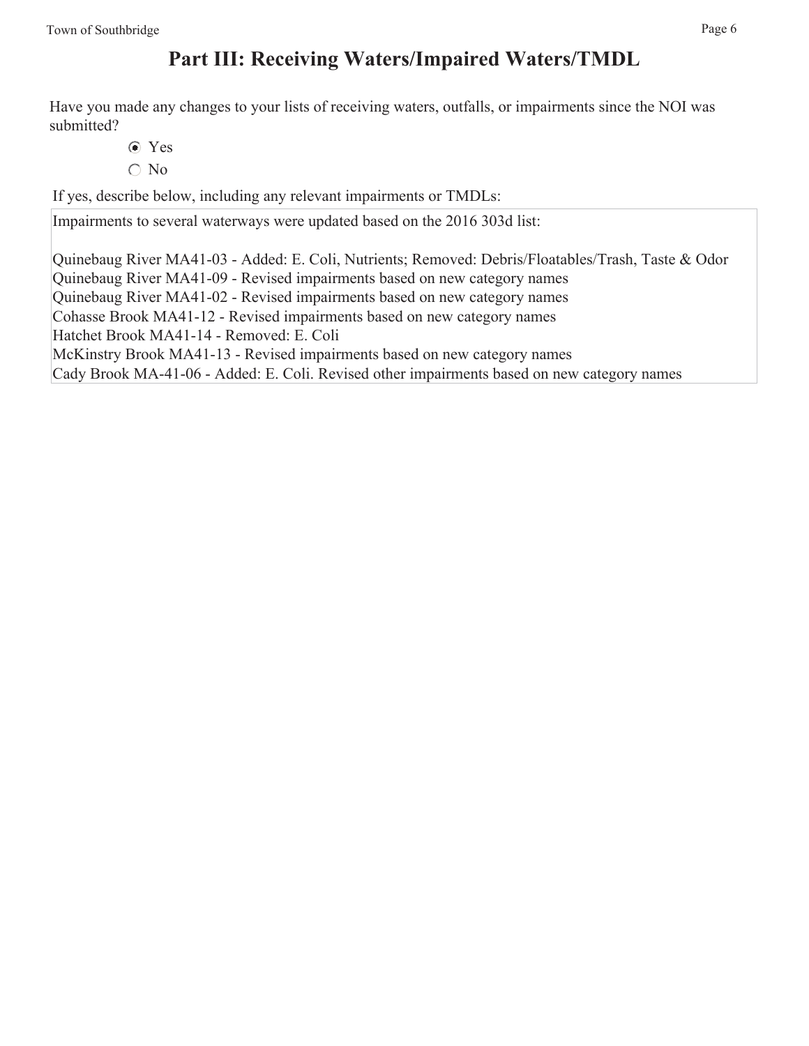# Part III: Receiving Waters/Impaired Waters/TMDL

Have you made any changes to your lists of receiving waters, outfalls, or impairments since the NOI was submitted?

- (●) Yes
- ( ) No

If yes, describe below, including any relevant impairments or TMDLs:

Impairments to several waterways were updated based on the 2016 303d list:

Quinebaug River MA41-03 - Added: E. Coli, Nutrients; Removed: Debris/Floatables/Trash, Taste & Odor
Quinebaug River MA41-09 - Revised impairments based on new category names
Quinebaug River MA41-02 - Revised impairments based on new category names
Cohasse Brook MA41-12 - Revised impairments based on new category names
Hatchet Brook MA41-14 - Removed: E. Coli
McKinstry Brook MA41-13 - Revised impairments based on new category names
Cady Brook MA-41-06 - Added: E. Coli. Revised other impairments based on new category names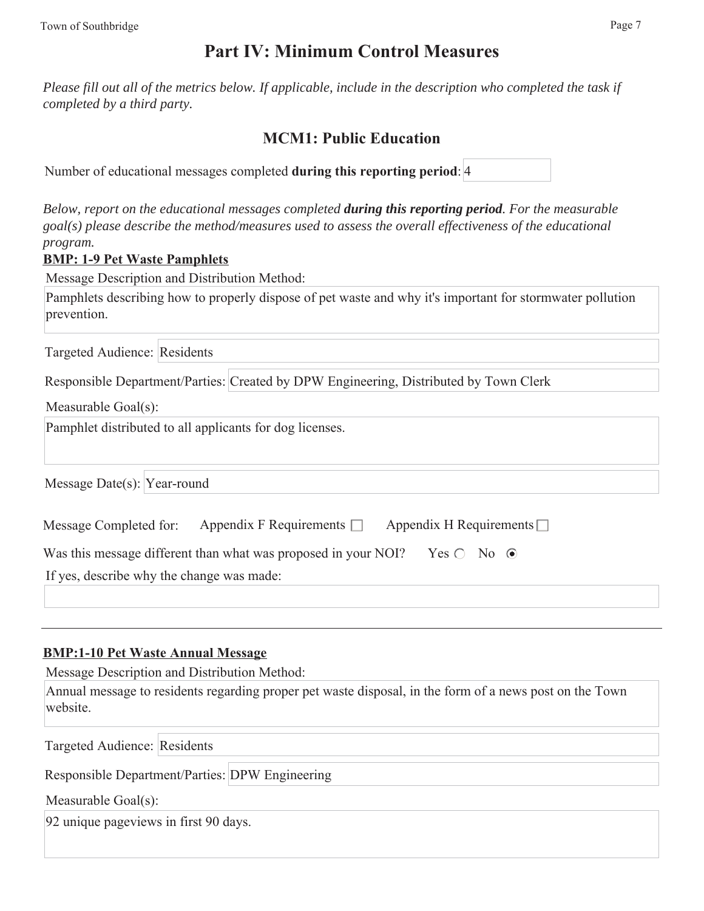# Part IV: Minimum Control Measures

*Please fill out all of the metrics below. If applicable, include in the description who completed the task if completed by a third party.*

## MCM1: Public Education

Number of educational messages completed **during this reporting period**: 4

*Below, report on the educational messages completed* ***during this reporting period****. For the measurable goal(s) please describe the method/measures used to assess the overall effectiveness of the educational program.*

**BMP: 1-9 Pet Waste Pamphlets**

Message Description and Distribution Method:

Pamphlets describing how to properly dispose of pet waste and why it's important for stormwater pollution prevention.

Targeted Audience: Residents

Responsible Department/Parties: Created by DPW Engineering, Distributed by Town Clerk

Measurable Goal(s):

Pamphlet distributed to all applicants for dog licenses.

Message Date(s): Year-round

Message Completed for: Appendix F Requirements ☐ Appendix H Requirements ☐

Was this message different than what was proposed in your NOI? Yes ○ No ◉

If yes, describe why the change was made:

---

**BMP:1-10 Pet Waste Annual Message**

Message Description and Distribution Method:

Annual message to residents regarding proper pet waste disposal, in the form of a news post on the Town website.

Targeted Audience: Residents

Responsible Department/Parties: DPW Engineering

Measurable Goal(s):

92 unique pageviews in first 90 days.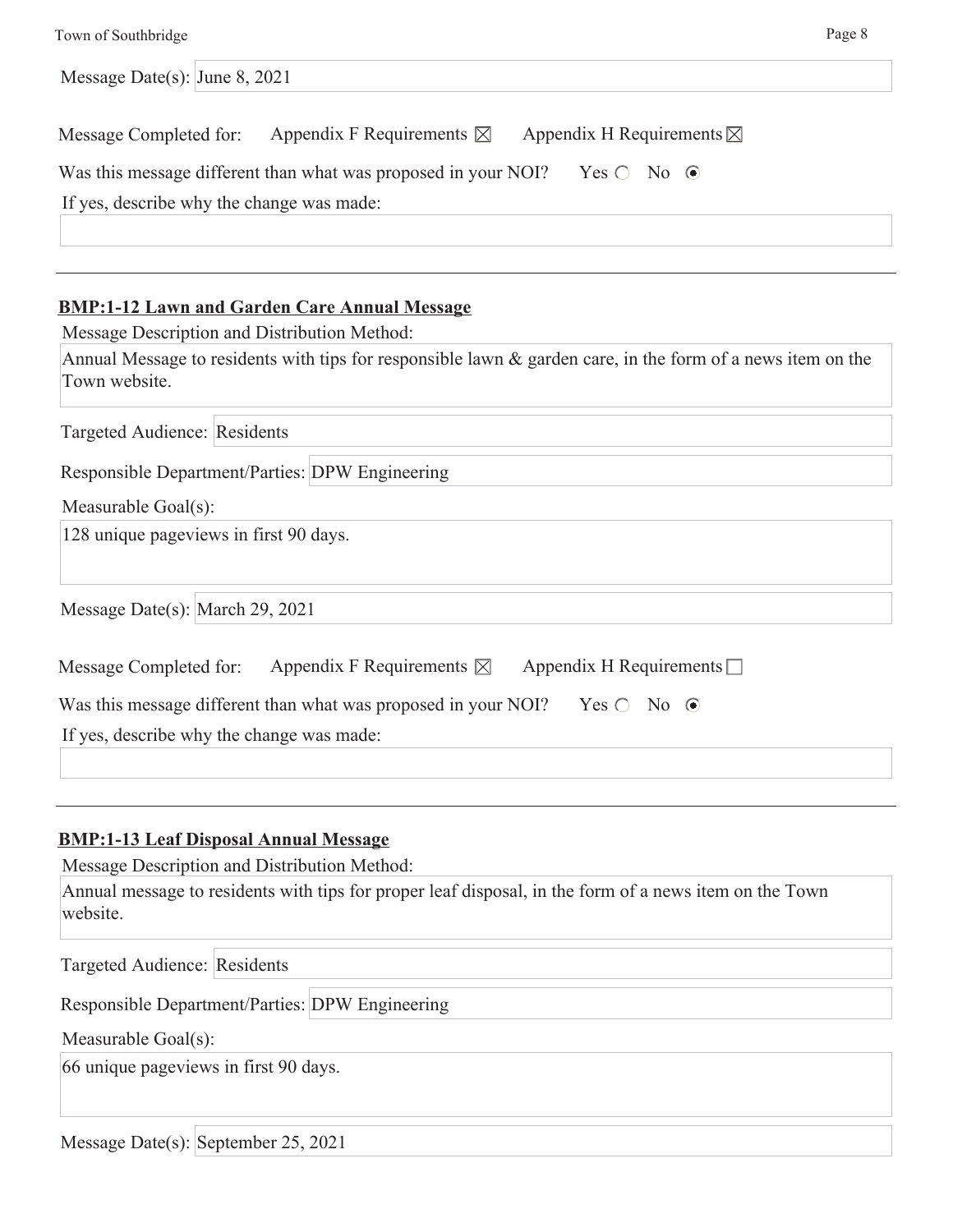Message Date(s): June 8, 2021

Message Completed for: Appendix F Requirements ☒ Appendix H Requirements ☒

Was this message different than what was proposed in your NOI? Yes ○ No ◉

If yes, describe why the change was made:

---

**BMP:1-12 Lawn and Garden Care Annual Message**

Message Description and Distribution Method:

Annual Message to residents with tips for responsible lawn & garden care, in the form of a news item on the Town website.

Targeted Audience: Residents

Responsible Department/Parties: DPW Engineering

Measurable Goal(s):

128 unique pageviews in first 90 days.

Message Date(s): March 29, 2021

Message Completed for: Appendix F Requirements ☒ Appendix H Requirements ☐

Was this message different than what was proposed in your NOI? Yes ○ No ◉

If yes, describe why the change was made:

---

**BMP:1-13 Leaf Disposal Annual Message**

Message Description and Distribution Method:

Annual message to residents with tips for proper leaf disposal, in the form of a news item on the Town website.

Targeted Audience: Residents

Responsible Department/Parties: DPW Engineering

Measurable Goal(s):

66 unique pageviews in first 90 days.

Message Date(s): September 25, 2021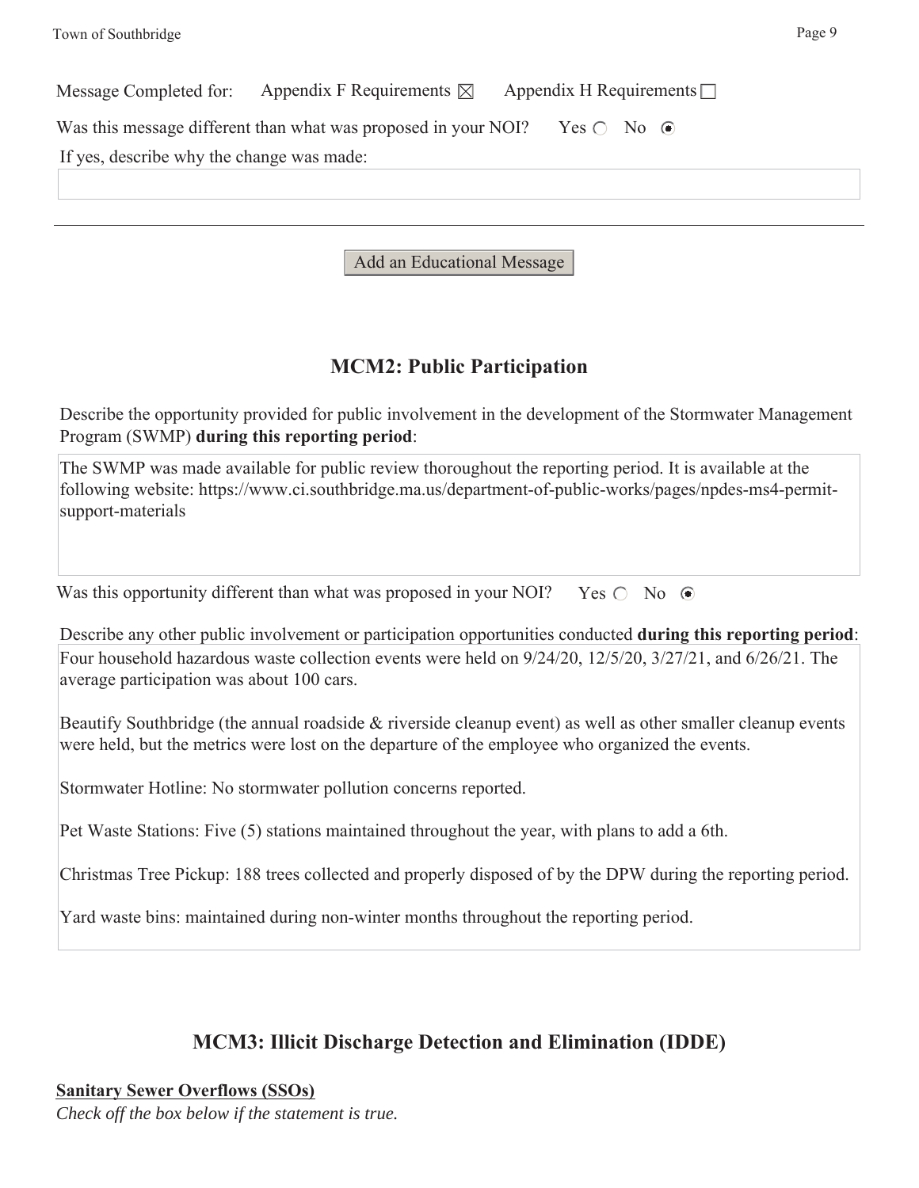Message Completed for: Appendix F Requirements ☒ Appendix H Requirements ☐

Was this message different than what was proposed in your NOI? Yes ○ No ◉

If yes, describe why the change was made:

---

Add an Educational Message

## MCM2: Public Participation

Describe the opportunity provided for public involvement in the development of the Stormwater Management Program (SWMP) **during this reporting period**:

The SWMP was made available for public review thoroughout the reporting period. It is available at the following website: https://www.ci.southbridge.ma.us/department-of-public-works/pages/npdes-ms4-permit-support-materials

Was this opportunity different than what was proposed in your NOI? Yes ○ No ◉

Describe any other public involvement or participation opportunities conducted **during this reporting period**:

Four household hazardous waste collection events were held on 9/24/20, 12/5/20, 3/27/21, and 6/26/21. The average participation was about 100 cars.

Beautify Southbridge (the annual roadside & riverside cleanup event) as well as other smaller cleanup events were held, but the metrics were lost on the departure of the employee who organized the events.

Stormwater Hotline: No stormwater pollution concerns reported.

Pet Waste Stations: Five (5) stations maintained throughout the year, with plans to add a 6th.

Christmas Tree Pickup: 188 trees collected and properly disposed of by the DPW during the reporting period.

Yard waste bins: maintained during non-winter months throughout the reporting period.

## MCM3: Illicit Discharge Detection and Elimination (IDDE)

**Sanitary Sewer Overflows (SSOs)**

*Check off the box below if the statement is true.*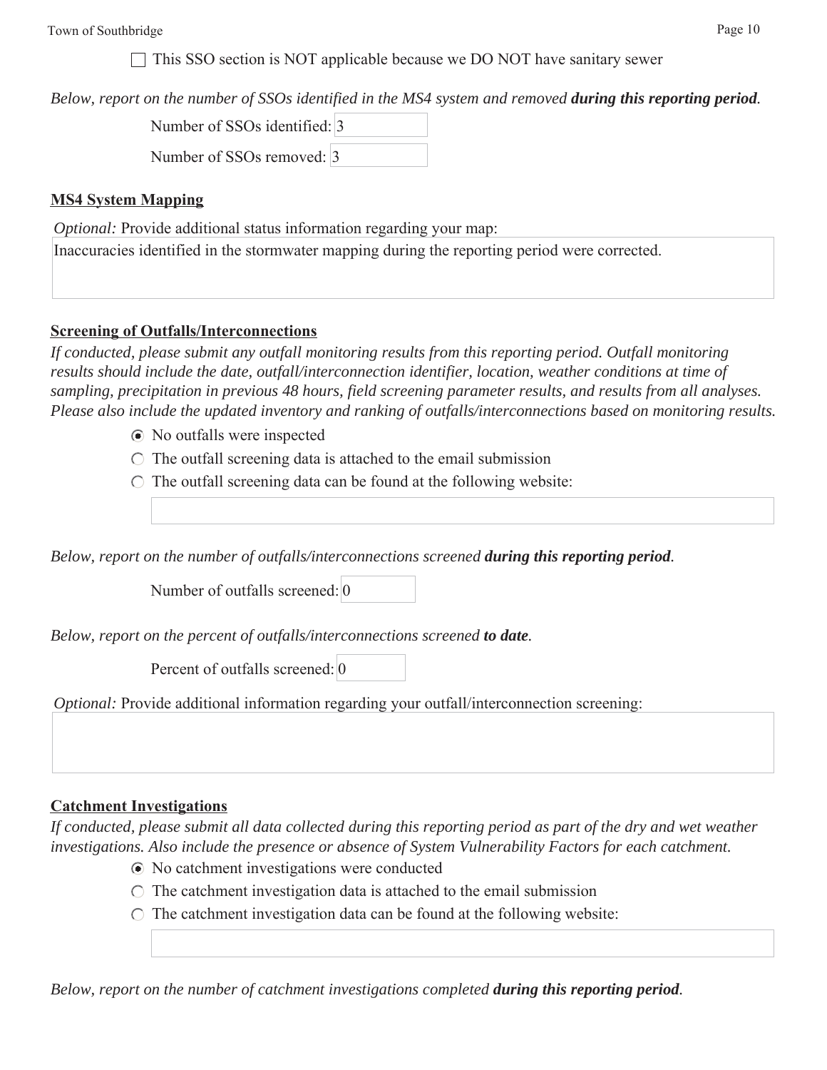☐ This SSO section is NOT applicable because we DO NOT have sanitary sewer

*Below, report on the number of SSOs identified in the MS4 system and removed **during this reporting period**.*

Number of SSOs identified: 3

Number of SSOs removed: 3

**MS4 System Mapping**

*Optional:* Provide additional status information regarding your map:

Inaccuracies identified in the stormwater mapping during the reporting period were corrected.

**Screening of Outfalls/Interconnections**

*If conducted, please submit any outfall monitoring results from this reporting period. Outfall monitoring results should include the date, outfall/interconnection identifier, location, weather conditions at time of sampling, precipitation in previous 48 hours, field screening parameter results, and results from all analyses. Please also include the updated inventory and ranking of outfalls/interconnections based on monitoring results.*

- ◉ No outfalls were inspected
- ○ The outfall screening data is attached to the email submission
- ○ The outfall screening data can be found at the following website:

*Below, report on the number of outfalls/interconnections screened **during this reporting period**.*

Number of outfalls screened: 0

*Below, report on the percent of outfalls/interconnections screened **to date**.*

Percent of outfalls screened: 0

*Optional:* Provide additional information regarding your outfall/interconnection screening:

**Catchment Investigations**

*If conducted, please submit all data collected during this reporting period as part of the dry and wet weather investigations. Also include the presence or absence of System Vulnerability Factors for each catchment.*

- ◉ No catchment investigations were conducted
- ○ The catchment investigation data is attached to the email submission
- ○ The catchment investigation data can be found at the following website:

*Below, report on the number of catchment investigations completed **during this reporting period**.*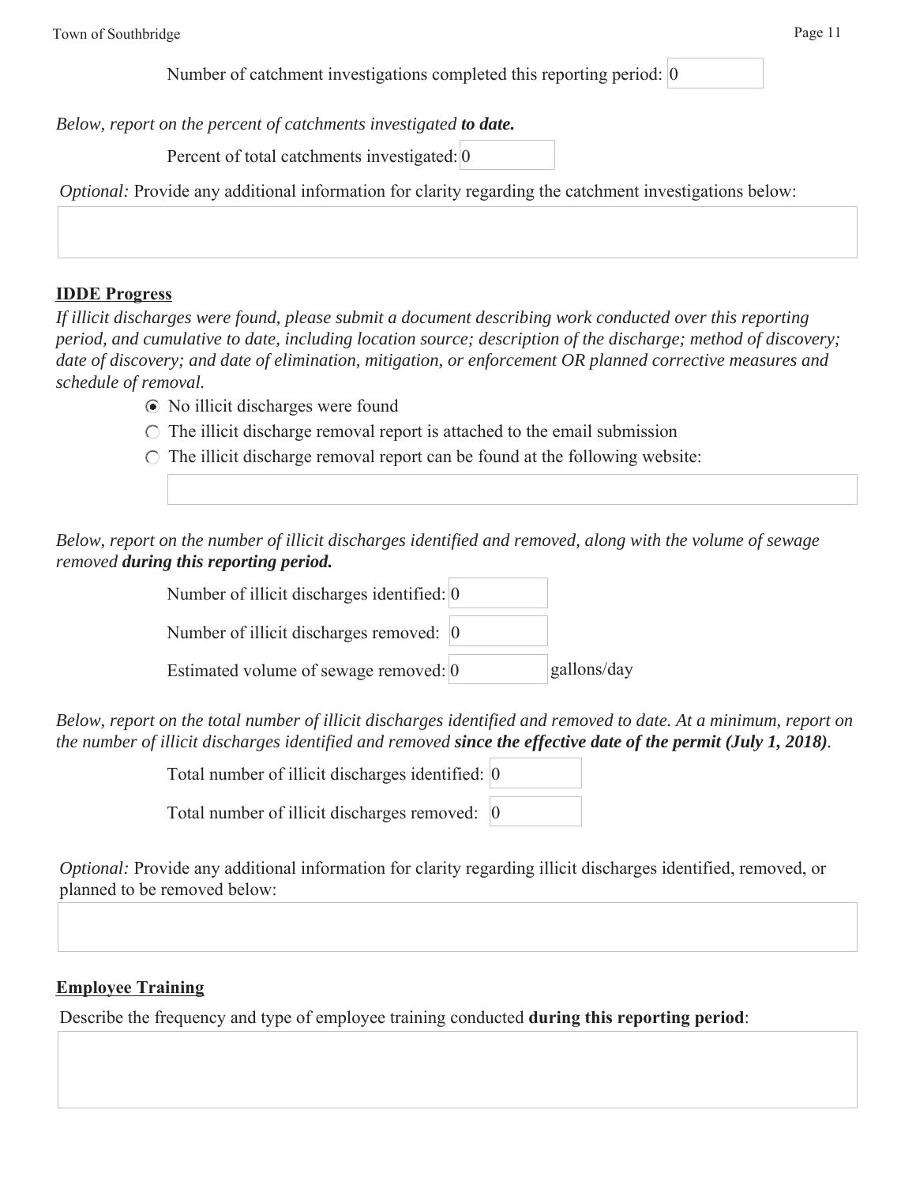Number of catchment investigations completed this reporting period: 0

*Below, report on the percent of catchments investigated* ***to date.***

Percent of total catchments investigated: 0

*Optional:* Provide any additional information for clarity regarding the catchment investigations below:

**IDDE Progress**

*If illicit discharges were found, please submit a document describing work conducted over this reporting period, and cumulative to date, including location source; description of the discharge; method of discovery; date of discovery; and date of elimination, mitigation, or enforcement OR planned corrective measures and schedule of removal.*

- [x] No illicit discharges were found
- [ ] The illicit discharge removal report is attached to the email submission
- [ ] The illicit discharge removal report can be found at the following website:

*Below, report on the number of illicit discharges identified and removed, along with the volume of sewage removed* ***during this reporting period.***

Number of illicit discharges identified: 0

Number of illicit discharges removed: 0

Estimated volume of sewage removed: 0 gallons/day

*Below, report on the total number of illicit discharges identified and removed to date. At a minimum, report on the number of illicit discharges identified and removed* ***since the effective date of the permit (July 1, 2018)****.*

Total number of illicit discharges identified: 0

Total number of illicit discharges removed: 0

*Optional:* Provide any additional information for clarity regarding illicit discharges identified, removed, or planned to be removed below:

**Employee Training**

Describe the frequency and type of employee training conducted **during this reporting period**: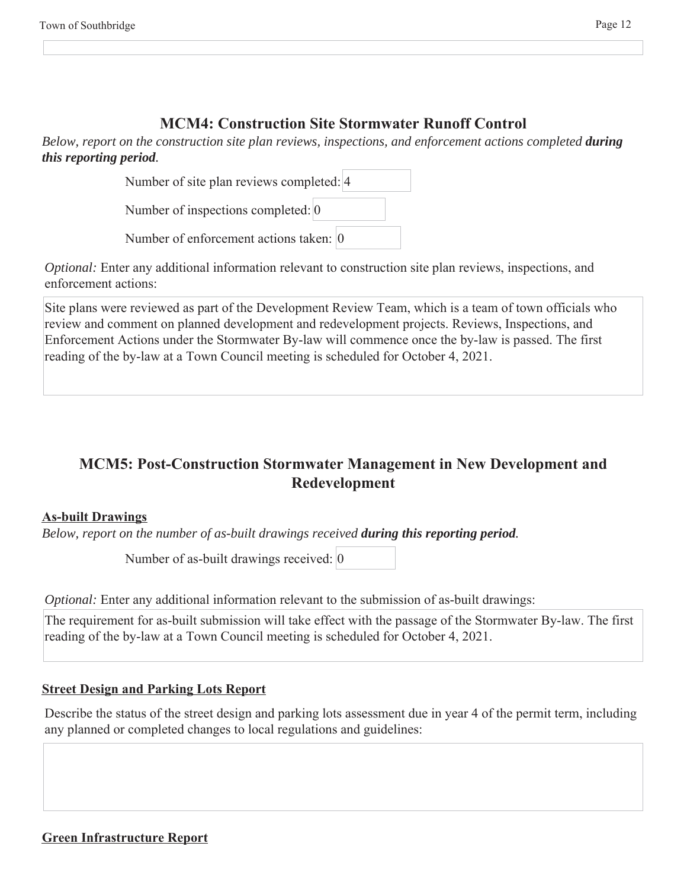## MCM4: Construction Site Stormwater Runoff Control

*Below, report on the construction site plan reviews, inspections, and enforcement actions completed **during this reporting period**.*

Number of site plan reviews completed: 4

Number of inspections completed: 0

Number of enforcement actions taken: 0

*Optional:* Enter any additional information relevant to construction site plan reviews, inspections, and enforcement actions:

Site plans were reviewed as part of the Development Review Team, which is a team of town officials who review and comment on planned development and redevelopment projects. Reviews, Inspections, and Enforcement Actions under the Stormwater By-law will commence once the by-law is passed. The first reading of the by-law at a Town Council meeting is scheduled for October 4, 2021.

## MCM5: Post-Construction Stormwater Management in New Development and Redevelopment

### As-built Drawings

*Below, report on the number of as-built drawings received **during this reporting period**.*

Number of as-built drawings received: 0

*Optional:* Enter any additional information relevant to the submission of as-built drawings:

The requirement for as-built submission will take effect with the passage of the Stormwater By-law. The first reading of the by-law at a Town Council meeting is scheduled for October 4, 2021.

### Street Design and Parking Lots Report

Describe the status of the street design and parking lots assessment due in year 4 of the permit term, including any planned or completed changes to local regulations and guidelines:

### Green Infrastructure Report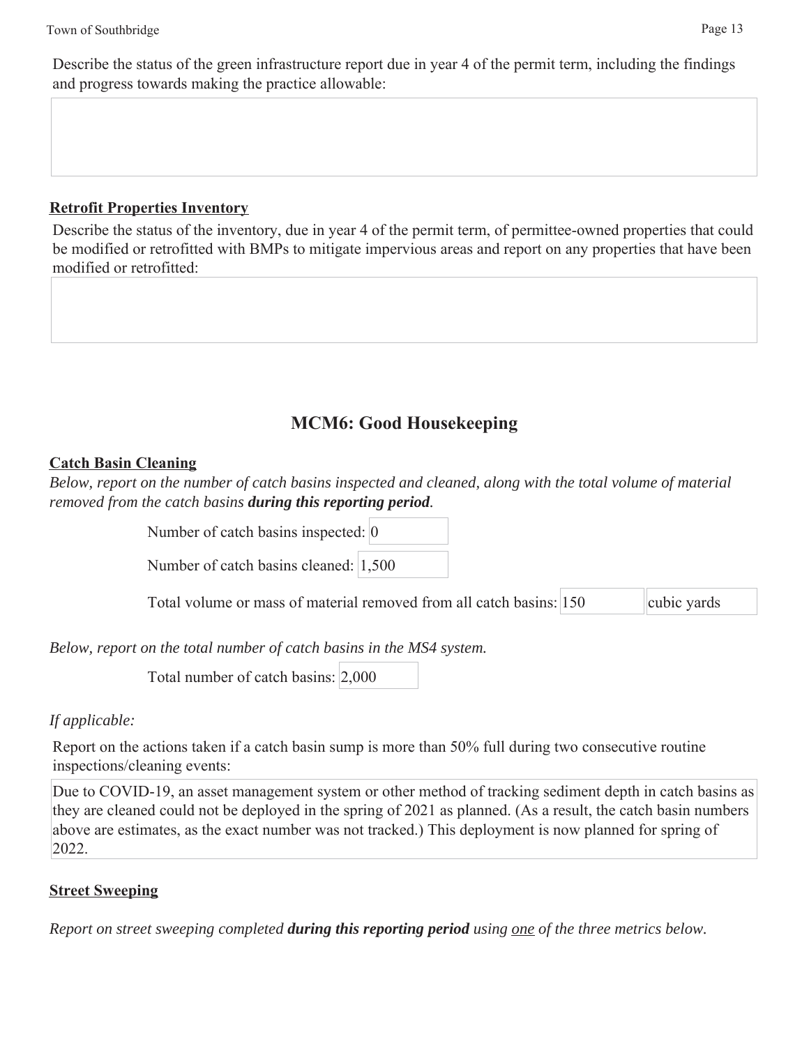Describe the status of the green infrastructure report due in year 4 of the permit term, including the findings and progress towards making the practice allowable:

### Retrofit Properties Inventory

Describe the status of the inventory, due in year 4 of the permit term, of permittee-owned properties that could be modified or retrofitted with BMPs to mitigate impervious areas and report on any properties that have been modified or retrofitted:

## MCM6: Good Housekeeping

### Catch Basin Cleaning

*Below, report on the number of catch basins inspected and cleaned, along with the total volume of material removed from the catch basins **during this reporting period**.*

Number of catch basins inspected: 0

Number of catch basins cleaned: 1,500

Total volume or mass of material removed from all catch basins: 150 cubic yards

*Below, report on the total number of catch basins in the MS4 system.*

Total number of catch basins: 2,000

*If applicable:*

Report on the actions taken if a catch basin sump is more than 50% full during two consecutive routine inspections/cleaning events:

Due to COVID-19, an asset management system or other method of tracking sediment depth in catch basins as they are cleaned could not be deployed in the spring of 2021 as planned. (As a result, the catch basin numbers above are estimates, as the exact number was not tracked.) This deployment is now planned for spring of 2022.

### Street Sweeping

*Report on street sweeping completed **during this reporting period** using one of the three metrics below.*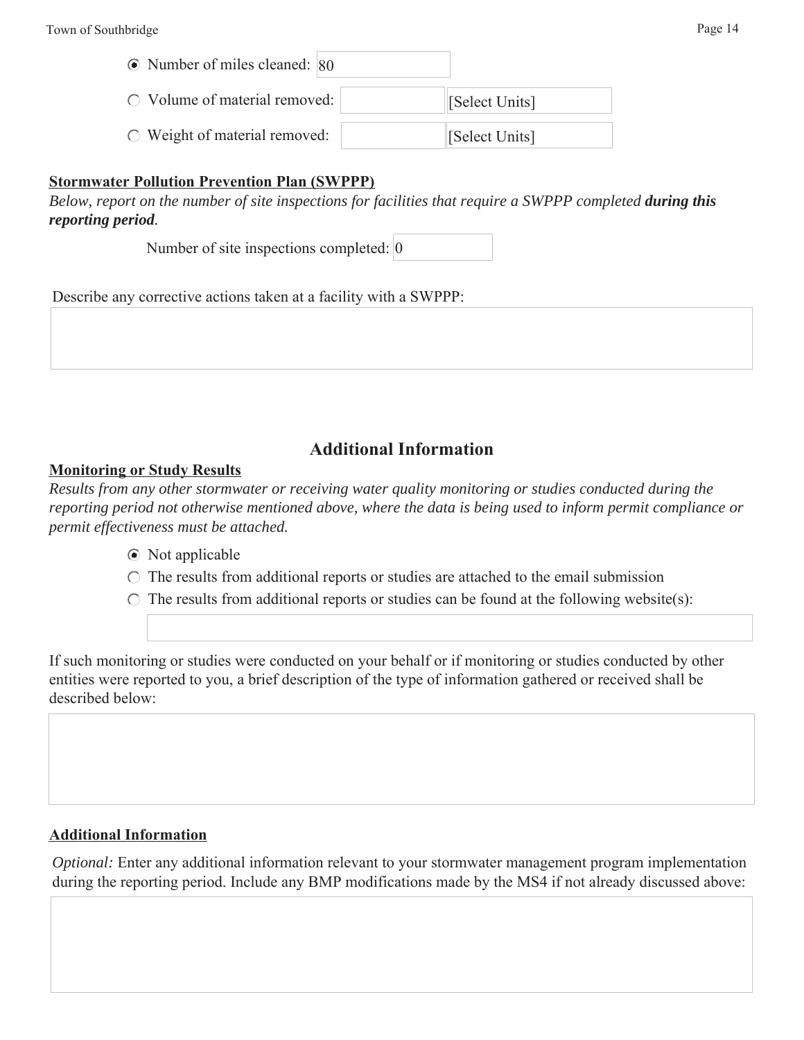- (selected) Number of miles cleaned: 80
- Volume of material removed: [Select Units]
- Weight of material removed: [Select Units]

**Stormwater Pollution Prevention Plan (SWPPP)**

*Below, report on the number of site inspections for facilities that require a SWPPP completed **during this reporting period**.*

Number of site inspections completed: 0

Describe any corrective actions taken at a facility with a SWPPP:

## Additional Information

**Monitoring or Study Results**

*Results from any other stormwater or receiving water quality monitoring or studies conducted during the reporting period not otherwise mentioned above, where the data is being used to inform permit compliance or permit effectiveness must be attached.*

- (selected) Not applicable
- The results from additional reports or studies are attached to the email submission
- The results from additional reports or studies can be found at the following website(s):

If such monitoring or studies were conducted on your behalf or if monitoring or studies conducted by other entities were reported to you, a brief description of the type of information gathered or received shall be described below:

**Additional Information**

*Optional:* Enter any additional information relevant to your stormwater management program implementation during the reporting period. Include any BMP modifications made by the MS4 if not already discussed above: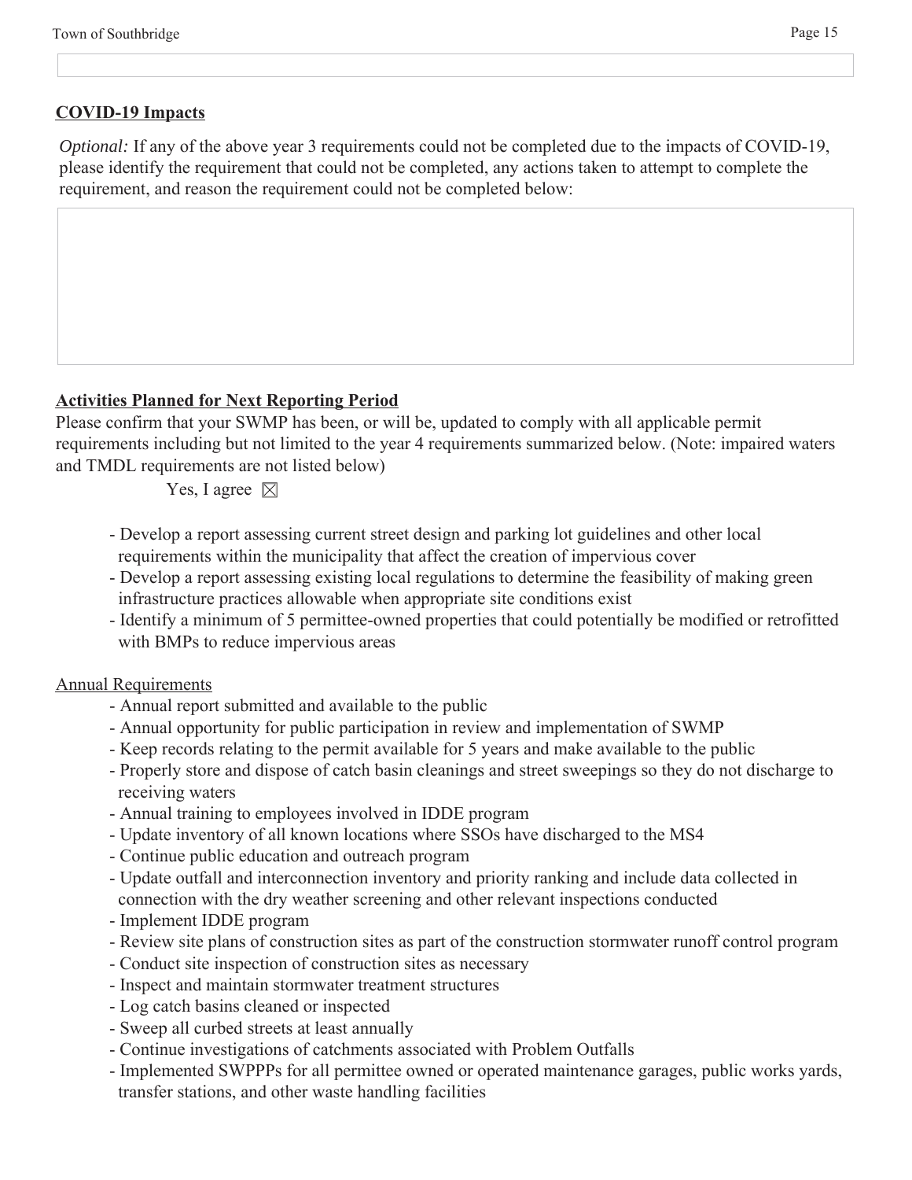## COVID-19 Impacts

*Optional:* If any of the above year 3 requirements could not be completed due to the impacts of COVID-19, please identify the requirement that could not be completed, any actions taken to attempt to complete the requirement, and reason the requirement could not be completed below:

## Activities Planned for Next Reporting Period

Please confirm that your SWMP has been, or will be, updated to comply with all applicable permit requirements including but not limited to the year 4 requirements summarized below. (Note: impaired waters and TMDL requirements are not listed below)

Yes, I agree ☒

- Develop a report assessing current street design and parking lot guidelines and other local requirements within the municipality that affect the creation of impervious cover
- Develop a report assessing existing local regulations to determine the feasibility of making green infrastructure practices allowable when appropriate site conditions exist
- Identify a minimum of 5 permittee-owned properties that could potentially be modified or retrofitted with BMPs to reduce impervious areas

Annual Requirements

- Annual report submitted and available to the public
- Annual opportunity for public participation in review and implementation of SWMP
- Keep records relating to the permit available for 5 years and make available to the public
- Properly store and dispose of catch basin cleanings and street sweepings so they do not discharge to receiving waters
- Annual training to employees involved in IDDE program
- Update inventory of all known locations where SSOs have discharged to the MS4
- Continue public education and outreach program
- Update outfall and interconnection inventory and priority ranking and include data collected in connection with the dry weather screening and other relevant inspections conducted
- Implement IDDE program
- Review site plans of construction sites as part of the construction stormwater runoff control program
- Conduct site inspection of construction sites as necessary
- Inspect and maintain stormwater treatment structures
- Log catch basins cleaned or inspected
- Sweep all curbed streets at least annually
- Continue investigations of catchments associated with Problem Outfalls
- Implemented SWPPPs for all permittee owned or operated maintenance garages, public works yards, transfer stations, and other waste handling facilities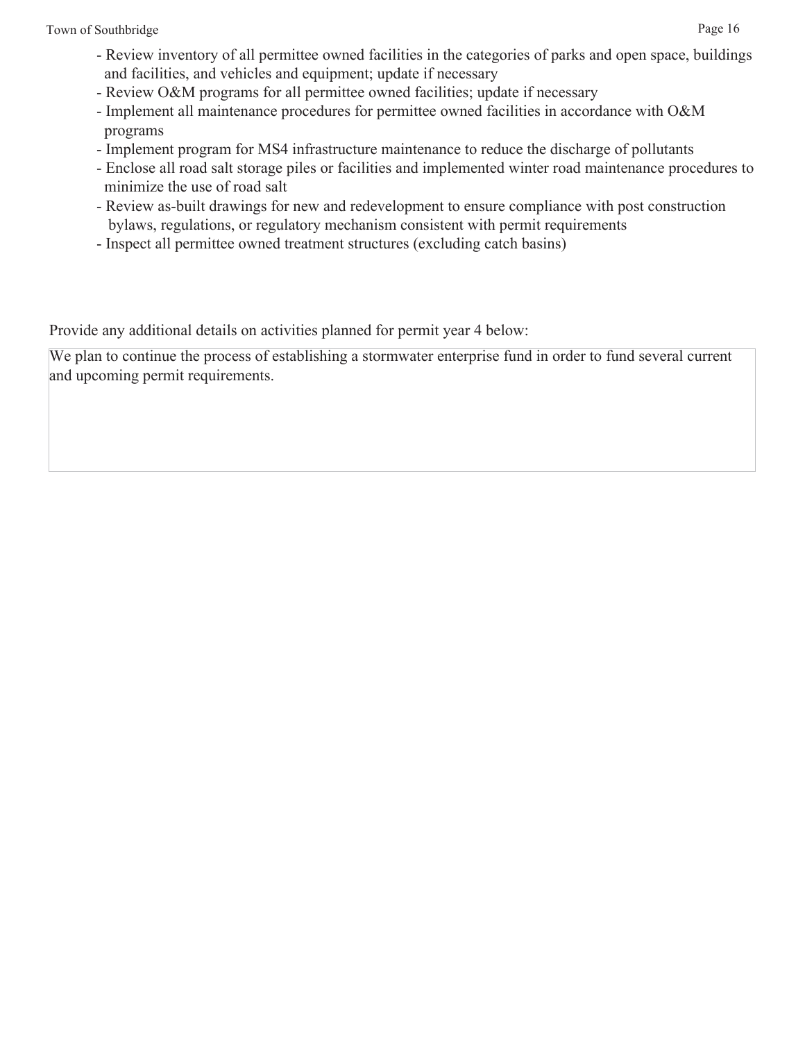- Review inventory of all permittee owned facilities in the categories of parks and open space, buildings and facilities, and vehicles and equipment; update if necessary
- Review O&M programs for all permittee owned facilities; update if necessary
- Implement all maintenance procedures for permittee owned facilities in accordance with O&M programs
- Implement program for MS4 infrastructure maintenance to reduce the discharge of pollutants
- Enclose all road salt storage piles or facilities and implemented winter road maintenance procedures to minimize the use of road salt
- Review as-built drawings for new and redevelopment to ensure compliance with post construction bylaws, regulations, or regulatory mechanism consistent with permit requirements
- Inspect all permittee owned treatment structures (excluding catch basins)

Provide any additional details on activities planned for permit year 4 below:

We plan to continue the process of establishing a stormwater enterprise fund in order to fund several current and upcoming permit requirements.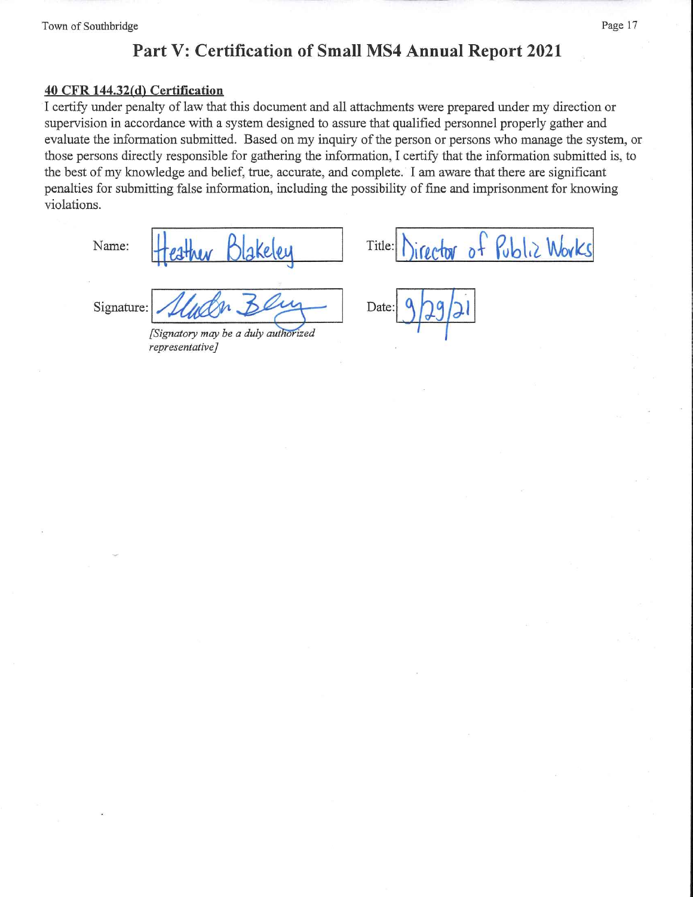# Part V: Certification of Small MS4 Annual Report 2021

**40 CFR 144.32(d) Certification**

I certify under penalty of law that this document and all attachments were prepared under my direction or supervision in accordance with a system designed to assure that qualified personnel properly gather and evaluate the information submitted. Based on my inquiry of the person or persons who manage the system, or those persons directly responsible for gathering the information, I certify that the information submitted is, to the best of my knowledge and belief, true, accurate, and complete. I am aware that there are significant penalties for submitting false information, including the possibility of fine and imprisonment for knowing violations.

Name: Heather Blakeley

Title: Director of Public Works

Signature: Heather Blakeley

*[Signatory may be a duly authorized representative]*

Date: 9/29/21